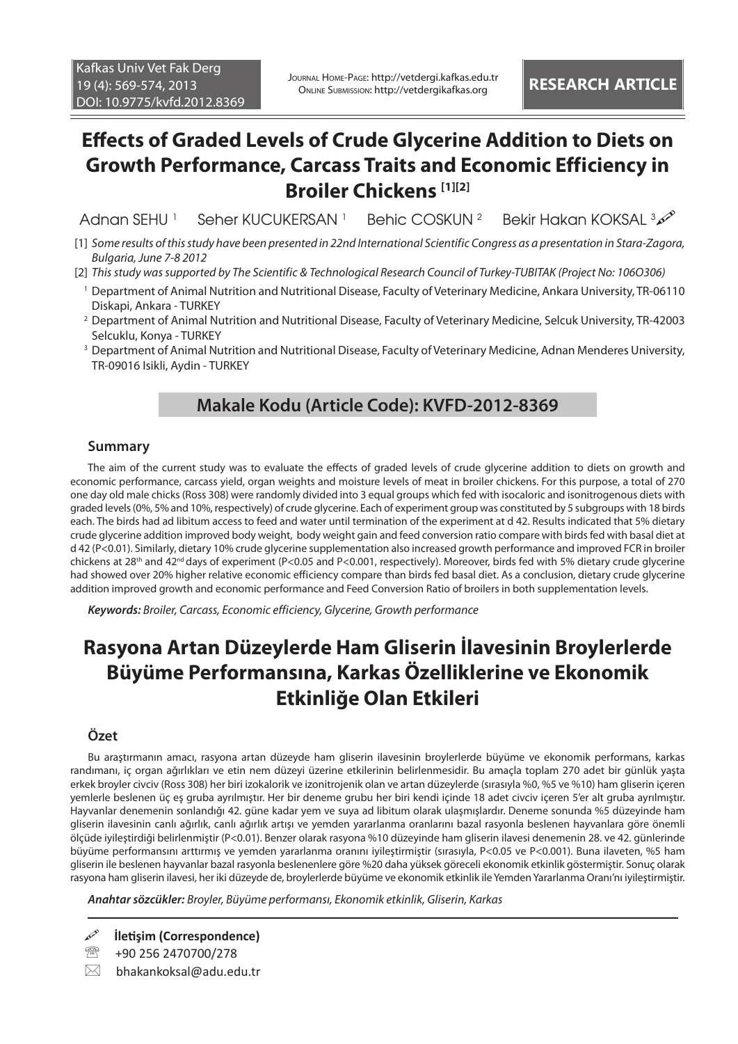Kafkas Univ Vet Fak Derg
19 (4): 569-574, 2013
DOI: 10.9775/kvfd.2012.8369

Journal Home-Page: http://vetdergi.kafkas.edu.tr
Online Submission: http://vetdergikafkas.org

**RESEARCH ARTICLE**

# Effects of Graded Levels of Crude Glycerine Addition to Diets on Growth Performance, Carcass Traits and Economic Efficiency in Broiler Chickens [1][2]

Adnan SEHU [1] Seher KUCUKERSAN [1] Behic COSKUN [2] Bekir Hakan KOKSAL [3]

[1] *Some results of this study have been presented in 22nd International Scientific Congress as a presentation in Stara-Zagora, Bulgaria, June 7-8 2012*

[2] *This study was supported by The Scientific & Technological Research Council of Turkey-TUBITAK (Project No: 106O306)*

[1] Department of Animal Nutrition and Nutritional Disease, Faculty of Veterinary Medicine, Ankara University, TR-06110 Diskapi, Ankara - TURKEY

[2] Department of Animal Nutrition and Nutritional Disease, Faculty of Veterinary Medicine, Selcuk University, TR-42003 Selcuklu, Konya - TURKEY

[3] Department of Animal Nutrition and Nutritional Disease, Faculty of Veterinary Medicine, Adnan Menderes University, TR-09016 Isikli, Aydin - TURKEY

**Makale Kodu (Article Code): KVFD-2012-8369**

## Summary

The aim of the current study was to evaluate the effects of graded levels of crude glycerine addition to diets on growth and economic performance, carcass yield, organ weights and moisture levels of meat in broiler chickens. For this purpose, a total of 270 one day old male chicks (Ross 308) were randomly divided into 3 equal groups which fed with isocaloric and isonitrogenous diets with graded levels (0%, 5% and 10%, respectively) of crude glycerine. Each of experiment group was constituted by 5 subgroups with 18 birds each. The birds had ad libitum access to feed and water until termination of the experiment at d 42. Results indicated that 5% dietary crude glycerine addition improved body weight, body weight gain and feed conversion ratio compare with birds fed with basal diet at d 42 ($P<0.01$). Similarly, dietary 10% crude glycerine supplementation also increased growth performance and improved FCR in broiler chickens at 28th and 42nd days of experiment ($P<0.05$ and $P<0.001$, respectively). Moreover, birds fed with 5% dietary crude glycerine had showed over 20% higher relative economic efficiency compare than birds fed basal diet. As a conclusion, dietary crude glycerine addition improved growth and economic performance and Feed Conversion Ratio of broilers in both supplementation levels.

***Keywords:*** *Broiler, Carcass, Economic efficiency, Glycerine, Growth performance*

# Rasyona Artan Düzeylerde Ham Gliserin İlavesinin Broylerlerde Büyüme Performansına, Karkas Özelliklerine ve Ekonomik Etkinliğe Olan Etkileri

## Özet

Bu araştırmanın amacı, rasyona artan düzeyde ham gliserin ilavesinin broylerlerde büyüme ve ekonomik performans, karkas randımanı, iç organ ağırlıkları ve etin nem düzeyi üzerine etkilerinin belirlenmesidir. Bu amaçla toplam 270 adet bir günlük yaşta erkek broyler civciv (Ross 308) her biri izokalorik ve izonitrojenik olan ve artan düzeylerde (sırasıyla %0, %5 ve %10) ham gliserin içeren yemlerle beslenen üç eş gruba ayrılmıştır. Her bir deneme grubu her biri kendi içinde 18 adet civciv içeren 5'er alt gruba ayrılmıştır. Hayvanlar denemenin sonlandığı 42. güne kadar yem ve suya ad libitum olarak ulaşmışlardır. Deneme sonunda %5 düzeyinde ham gliserin ilavesinin canlı ağırlık, canlı ağırlık artışı ve yemden yararlanma oranlarını bazal rasyonla beslenen hayvanlara göre önemli ölçüde iyileştirdiği belirlenmiştir ($P<0.01$). Benzer olarak rasyona %10 düzeyinde ham gliserin ilavesi denemenin 28. ve 42. günlerinde büyüme performansını arttırmış ve yemden yararlanma oranını iyileştirmiştir (sırasıyla, $P<0.05$ ve $P<0.001$). Buna ilaveten, %5 ham gliserin ile beslenen hayvanlar bazal rasyonla beslenenlere göre %20 daha yüksek göreceli ekonomik etkinlik göstermiştir. Sonuç olarak rasyona ham gliserin ilavesi, her iki düzeyde de, broylerlerde büyüme ve ekonomik etkinlik ile Yemden Yararlanma Oranı'nı iyileştirmiştir.

***Anahtar sözcükler:*** *Broyler, Büyüme performansı, Ekonomik etkinlik, Gliserin, Karkas*

**İletişim (Correspondence)**

+90 256 2470700/278

bhakankoksal@adu.edu.tr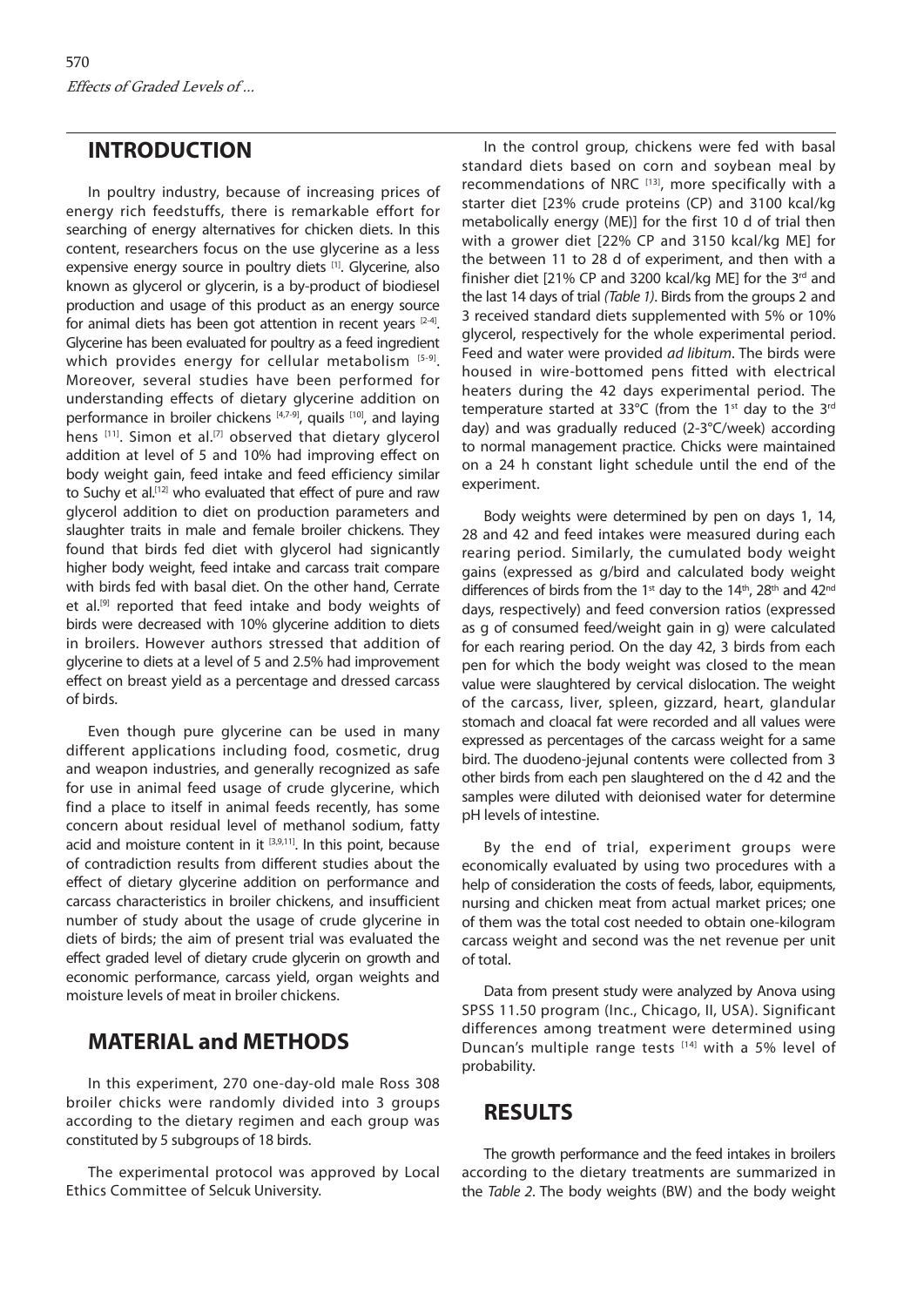## INTRODUCTION

In poultry industry, because of increasing prices of energy rich feedstuffs, there is remarkable effort for searching of energy alternatives for chicken diets. In this content, researchers focus on the use glycerine as a less expensive energy source in poultry diets [1]. Glycerine, also known as glycerol or glycerin, is a by-product of biodiesel production and usage of this product as an energy source for animal diets has been got attention in recent years [2-4]. Glycerine has been evaluated for poultry as a feed ingredient which provides energy for cellular metabolism [5-9]. Moreover, several studies have been performed for understanding effects of dietary glycerine addition on performance in broiler chickens [4,7-9], quails [10], and laying hens [11]. Simon et al.[7] observed that dietary glycerol addition at level of 5 and 10% had improving effect on body weight gain, feed intake and feed efficiency similar to Suchy et al.[12] who evaluated that effect of pure and raw glycerol addition to diet on production parameters and slaughter traits in male and female broiler chickens. They found that birds fed diet with glycerol had signicantly higher body weight, feed intake and carcass trait compare with birds fed with basal diet. On the other hand, Cerrate et al.[9] reported that feed intake and body weights of birds were decreased with 10% glycerine addition to diets in broilers. However authors stressed that addition of glycerine to diets at a level of 5 and 2.5% had improvement effect on breast yield as a percentage and dressed carcass of birds.

Even though pure glycerine can be used in many different applications including food, cosmetic, drug and weapon industries, and generally recognized as safe for use in animal feed usage of crude glycerine, which find a place to itself in animal feeds recently, has some concern about residual level of methanol sodium, fatty acid and moisture content in it [3,9,11]. In this point, because of contradiction results from different studies about the effect of dietary glycerine addition on performance and carcass characteristics in broiler chickens, and insufficient number of study about the usage of crude glycerine in diets of birds; the aim of present trial was evaluated the effect graded level of dietary crude glycerin on growth and economic performance, carcass yield, organ weights and moisture levels of meat in broiler chickens.

## MATERIAL and METHODS

In this experiment, 270 one-day-old male Ross 308 broiler chicks were randomly divided into 3 groups according to the dietary regimen and each group was constituted by 5 subgroups of 18 birds.

The experimental protocol was approved by Local Ethics Committee of Selcuk University.

In the control group, chickens were fed with basal standard diets based on corn and soybean meal by recommendations of NRC [13], more specifically with a starter diet [23% crude proteins (CP) and 3100 kcal/kg metabolically energy (ME)] for the first 10 d of trial then with a grower diet [22% CP and 3150 kcal/kg ME] for the between 11 to 28 d of experiment, and then with a finisher diet [21% CP and 3200 kcal/kg ME] for the 3rd and the last 14 days of trial *(Table 1)*. Birds from the groups 2 and 3 received standard diets supplemented with 5% or 10% glycerol, respectively for the whole experimental period. Feed and water were provided *ad libitum*. The birds were housed in wire-bottomed pens fitted with electrical heaters during the 42 days experimental period. The temperature started at 33°C (from the 1st day to the 3rd day) and was gradually reduced (2-3°C/week) according to normal management practice. Chicks were maintained on a 24 h constant light schedule until the end of the experiment.

Body weights were determined by pen on days 1, 14, 28 and 42 and feed intakes were measured during each rearing period. Similarly, the cumulated body weight gains (expressed as g/bird and calculated body weight differences of birds from the 1st day to the 14th, 28th and 42nd days, respectively) and feed conversion ratios (expressed as g of consumed feed/weight gain in g) were calculated for each rearing period. On the day 42, 3 birds from each pen for which the body weight was closed to the mean value were slaughtered by cervical dislocation. The weight of the carcass, liver, spleen, gizzard, heart, glandular stomach and cloacal fat were recorded and all values were expressed as percentages of the carcass weight for a same bird. The duodeno-jejunal contents were collected from 3 other birds from each pen slaughtered on the d 42 and the samples were diluted with deionised water for determine pH levels of intestine.

By the end of trial, experiment groups were economically evaluated by using two procedures with a help of consideration the costs of feeds, labor, equipments, nursing and chicken meat from actual market prices; one of them was the total cost needed to obtain one-kilogram carcass weight and second was the net revenue per unit of total.

Data from present study were analyzed by Anova using SPSS 11.50 program (Inc., Chicago, II, USA). Significant differences among treatment were determined using Duncan's multiple range tests [14] with a 5% level of probability.

## RESULTS

The growth performance and the feed intakes in broilers according to the dietary treatments are summarized in the *Table 2*. The body weights (BW) and the body weight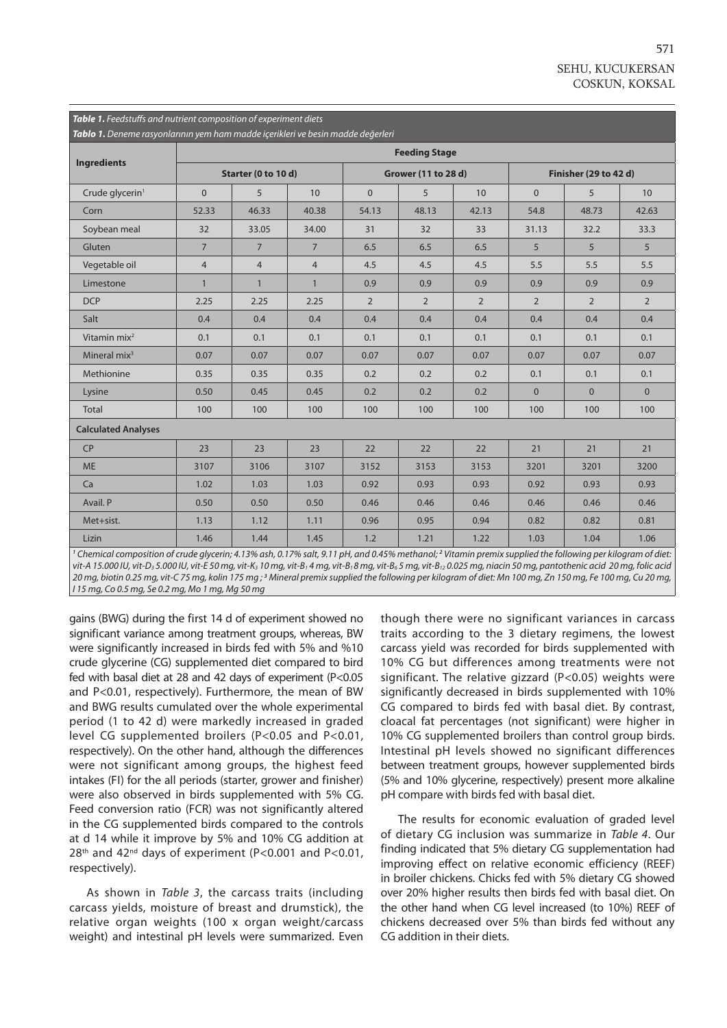**Table 1.** *Feedstuffs and nutrient composition of experiment diets*

**Tablo 1.** *Deneme rasyonlarının yem ham madde içerikleri ve besin madde değerleri*

| Ingredients | Feeding Stage | | | | | | | | |
|---|---|---|---|---|---|---|---|---|---|
| | Starter (0 to 10 d) | | | Grower (11 to 28 d) | | | Finisher (29 to 42 d) | | |
| Crude glycerin[1] | 0 | 5 | 10 | 0 | 5 | 10 | 0 | 5 | 10 |
| Corn | 52.33 | 46.33 | 40.38 | 54.13 | 48.13 | 42.13 | 54.8 | 48.73 | 42.63 |
| Soybean meal | 32 | 33.05 | 34.00 | 31 | 32 | 33 | 31.13 | 32.2 | 33.3 |
| Gluten | 7 | 7 | 7 | 6.5 | 6.5 | 6.5 | 5 | 5 | 5 |
| Vegetable oil | 4 | 4 | 4 | 4.5 | 4.5 | 4.5 | 5.5 | 5.5 | 5.5 |
| Limestone | 1 | 1 | 1 | 0.9 | 0.9 | 0.9 | 0.9 | 0.9 | 0.9 |
| DCP | 2.25 | 2.25 | 2.25 | 2 | 2 | 2 | 2 | 2 | 2 |
| Salt | 0.4 | 0.4 | 0.4 | 0.4 | 0.4 | 0.4 | 0.4 | 0.4 | 0.4 |
| Vitamin mix[2] | 0.1 | 0.1 | 0.1 | 0.1 | 0.1 | 0.1 | 0.1 | 0.1 | 0.1 |
| Mineral mix[3] | 0.07 | 0.07 | 0.07 | 0.07 | 0.07 | 0.07 | 0.07 | 0.07 | 0.07 |
| Methionine | 0.35 | 0.35 | 0.35 | 0.2 | 0.2 | 0.2 | 0.1 | 0.1 | 0.1 |
| Lysine | 0.50 | 0.45 | 0.45 | 0.2 | 0.2 | 0.2 | 0 | 0 | 0 |
| Total | 100 | 100 | 100 | 100 | 100 | 100 | 100 | 100 | 100 |
| **Calculated Analyses** | | | | | | | | | |
| CP | 23 | 23 | 23 | 22 | 22 | 22 | 21 | 21 | 21 |
| ME | 3107 | 3106 | 3107 | 3152 | 3153 | 3153 | 3201 | 3201 | 3200 |
| Ca | 1.02 | 1.03 | 1.03 | 0.92 | 0.93 | 0.93 | 0.92 | 0.93 | 0.93 |
| Avail. P | 0.50 | 0.50 | 0.50 | 0.46 | 0.46 | 0.46 | 0.46 | 0.46 | 0.46 |
| Met+sist. | 1.13 | 1.12 | 1.11 | 0.96 | 0.95 | 0.94 | 0.82 | 0.82 | 0.81 |
| Lizin | 1.46 | 1.44 | 1.45 | 1.2 | 1.21 | 1.22 | 1.03 | 1.04 | 1.06 |

*[1] Chemical composition of crude glycerin; 4.13% ash, 0.17% salt, 9.11 pH, and 0.45% methanol; [2] Vitamin premix supplied the following per kilogram of diet: vit-A 15.000 IU, vit-$D_3$ 5.000 IU, vit-E 50 mg, vit-$K_3$ 10 mg, vit-$B_1$ 4 mg, vit-$B_1$ 8 mg, vit-$B_6$ 5 mg, vit-$B_{12}$ 0.025 mg, niacin 50 mg, pantothenic acid 20 mg, folic acid 20 mg, biotin 0.25 mg, vit-C 75 mg, kolin 175 mg ; [3] Mineral premix supplied the following per kilogram of diet: Mn 100 mg, Zn 150 mg, Fe 100 mg, Cu 20 mg, I 15 mg, Co 0.5 mg, Se 0.2 mg, Mo 1 mg, Mg 50 mg*

gains (BWG) during the first 14 d of experiment showed no significant variance among treatment groups, whereas, BW were significantly increased in birds fed with 5% and %10 crude glycerine (CG) supplemented diet compared to bird fed with basal diet at 28 and 42 days of experiment (P<0.05 and P<0.01, respectively). Furthermore, the mean of BW and BWG results cumulated over the whole experimental period (1 to 42 d) were markedly increased in graded level CG supplemented broilers (P<0.05 and P<0.01, respectively). On the other hand, although the differences were not significant among groups, the highest feed intakes (FI) for the all periods (starter, grower and finisher) were also observed in birds supplemented with 5% CG. Feed conversion ratio (FCR) was not significantly altered in the CG supplemented birds compared to the controls at d 14 while it improve by 5% and 10% CG addition at 28th and 42nd days of experiment (P<0.001 and P<0.01, respectively).

As shown in *Table 3*, the carcass traits (including carcass yields, moisture of breast and drumstick), the relative organ weights (100 x organ weight/carcass weight) and intestinal pH levels were summarized. Even though there were no significant variances in carcass traits according to the 3 dietary regimens, the lowest carcass yield was recorded for birds supplemented with 10% CG but differences among treatments were not significant. The relative gizzard (P<0.05) weights were significantly decreased in birds supplemented with 10% CG compared to birds fed with basal diet. By contrast, cloacal fat percentages (not significant) were higher in 10% CG supplemented broilers than control group birds. Intestinal pH levels showed no significant differences between treatment groups, however supplemented birds (5% and 10% glycerine, respectively) present more alkaline pH compare with birds fed with basal diet.

The results for economic evaluation of graded level of dietary CG inclusion was summarize in *Table 4*. Our finding indicated that 5% dietary CG supplementation had improving effect on relative economic efficiency (REEF) in broiler chickens. Chicks fed with 5% dietary CG showed over 20% higher results then birds fed with basal diet. On the other hand when CG level increased (to 10%) REEF of chickens decreased over 5% than birds fed without any CG addition in their diets.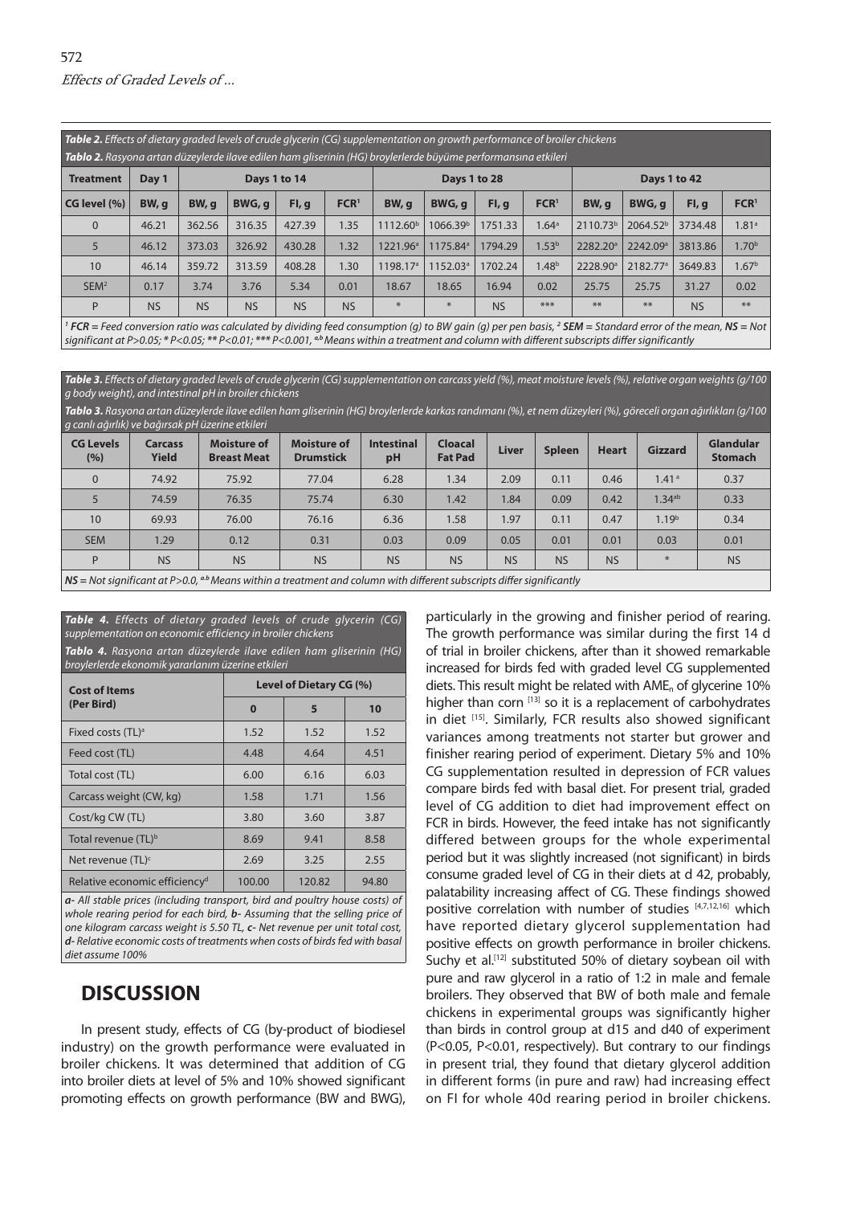**Table 2.** *Effects of dietary graded levels of crude glycerin (CG) supplementation on growth performance of broiler chickens*

**Tablo 2.** *Rasyona artan düzeylerde ilave edilen ham gliserinin (HG) broylerlerde büyüme performansına etkileri*

| Treatment | Day 1 | Days 1 to 14 | | | | Days 1 to 28 | | | | Days 1 to 42 | | | |
|---|---|---|---|---|---|---|---|---|---|---|---|---|---|
| CG level (%) | BW, g | BW, g | BWG, g | FI, g | FCR[1] | BW, g | BWG, g | FI, g | FCR[1] | BW, g | BWG, g | FI, g | FCR[1] |
| 0 | 46.21 | 362.56 | 316.35 | 427.39 | 1.35 | 1112.60[b] | 1066.39[b] | 1751.33 | 1.64[a] | 2110.73[b] | 2064.52[b] | 3734.48 | 1.81[a] |
| 5 | 46.12 | 373.03 | 326.92 | 430.28 | 1.32 | 1221.96[a] | 1175.84[a] | 1794.29 | 1.53[b] | 2282.20[a] | 2242.09[a] | 3813.86 | 1.70[b] |
| 10 | 46.14 | 359.72 | 313.59 | 408.28 | 1.30 | 1198.17[a] | 1152.03[a] | 1702.24 | 1.48[b] | 2228.90[a] | 2182.77[a] | 3649.83 | 1.67[b] |
| SEM[2] | 0.17 | 3.74 | 3.76 | 5.34 | 0.01 | 18.67 | 18.65 | 16.94 | 0.02 | 25.75 | 25.75 | 31.27 | 0.02 |
| P | NS | NS | NS | NS | NS | * | * | NS | *** | ** | ** | NS | ** |

[1] ***FCR*** *= Feed conversion ratio was calculated by dividing feed consumption (g) to BW gain (g) per pen basis,* [2] ***SEM*** *= Standard error of the mean,* ***NS*** *= Not significant at P>0.05; \* P<0.05; \*\* P<0.01; \*\*\* P<0.001,* [a,b] *Means within a treatment and column with different subscripts differ significantly*

**Table 3.** *Effects of dietary graded levels of crude glycerin (CG) supplementation on carcass yield (%), meat moisture levels (%), relative organ weights (g/100 g body weight), and intestinal pH in broiler chickens*

**Tablo 3.** *Rasyona artan düzeylerde ilave edilen ham gliserinin (HG) broylerlerde karkas randımanı (%), et nem düzeyleri (%), göreceli organ ağırlıkları (g/100 g canlı ağırlık) ve bağırsak pH üzerine etkileri*

| CG Levels (%) | Carcass Yield | Moisture of Breast Meat | Moisture of Drumstick | Intestinal pH | Cloacal Fat Pad | Liver | Spleen | Heart | Gizzard | Glandular Stomach |
|---|---|---|---|---|---|---|---|---|---|---|
| 0 | 74.92 | 75.92 | 77.04 | 6.28 | 1.34 | 2.09 | 0.11 | 0.46 | 1.41[a] | 0.37 |
| 5 | 74.59 | 76.35 | 75.74 | 6.30 | 1.42 | 1.84 | 0.09 | 0.42 | 1.34[ab] | 0.33 |
| 10 | 69.93 | 76.00 | 76.16 | 6.36 | 1.58 | 1.97 | 0.11 | 0.47 | 1.19[b] | 0.34 |
| SEM | 1.29 | 0.12 | 0.31 | 0.03 | 0.09 | 0.05 | 0.01 | 0.01 | 0.03 | 0.01 |
| P | NS | NS | NS | NS | NS | NS | NS | NS | * | NS |

***NS*** *= Not significant at P>0.0,* [a,b] *Means within a treatment and column with different subscripts differ significantly*

**Table 4.** *Effects of dietary graded levels of crude glycerin (CG) supplementation on economic efficiency in broiler chickens*

**Tablo 4.** *Rasyona artan düzeylerde ilave edilen ham gliserinin (HG) broylerlerde ekonomik yararlanım üzerine etkileri*

| Cost of Items (Per Bird) | Level of Dietary CG (%) | | |
|---|---|---|---|
| | 0 | 5 | 10 |
| Fixed costs (TL)[a] | 1.52 | 1.52 | 1.52 |
| Feed cost (TL) | 4.48 | 4.64 | 4.51 |
| Total cost (TL) | 6.00 | 6.16 | 6.03 |
| Carcass weight (CW, kg) | 1.58 | 1.71 | 1.56 |
| Cost/kg CW (TL) | 3.80 | 3.60 | 3.87 |
| Total revenue (TL)[b] | 8.69 | 9.41 | 8.58 |
| Net revenue (TL)[c] | 2.69 | 3.25 | 2.55 |
| Relative economic efficiency[d] | 100.00 | 120.82 | 94.80 |

***a-*** *All stable prices (including transport, bird and poultry house costs) of whole rearing period for each bird,* ***b-*** *Assuming that the selling price of one kilogram carcass weight is 5.50 TL,* ***c-*** *Net revenue per unit total cost,* ***d-*** *Relative economic costs of treatments when costs of birds fed with basal diet assume 100%*

## DISCUSSION

In present study, effects of CG (by-product of biodiesel industry) on the growth performance were evaluated in broiler chickens. It was determined that addition of CG into broiler diets at level of 5% and 10% showed significant promoting effects on growth performance (BW and BWG), particularly in the growing and finisher period of rearing. The growth performance was similar during the first 14 d of trial in broiler chickens, after than it showed remarkable increased for birds fed with graded level CG supplemented diets. This result might be related with $AME_n$ of glycerine 10% higher than corn [13] so it is a replacement of carbohydrates in diet [15]. Similarly, FCR results also showed significant variances among treatments not starter but grower and finisher rearing period of experiment. Dietary 5% and 10% CG supplementation resulted in depression of FCR values compare birds fed with basal diet. For present trial, graded level of CG addition to diet had improvement effect on FCR in birds. However, the feed intake has not significantly differed between groups for the whole experimental period but it was slightly increased (not significant) in birds consume graded level of CG in their diets at d 42, probably, palatability increasing affect of CG. These findings showed positive correlation with number of studies [4,7,12,16] which have reported dietary glycerol supplementation had positive effects on growth performance in broiler chickens. Suchy et al.[12] substituted 50% of dietary soybean oil with pure and raw glycerol in a ratio of 1:2 in male and female broilers. They observed that BW of both male and female chickens in experimental groups was significantly higher than birds in control group at d15 and d40 of experiment (P<0.05, P<0.01, respectively). But contrary to our findings in present trial, they found that dietary glycerol addition in different forms (in pure and raw) had increasing effect on FI for whole 40d rearing period in broiler chickens.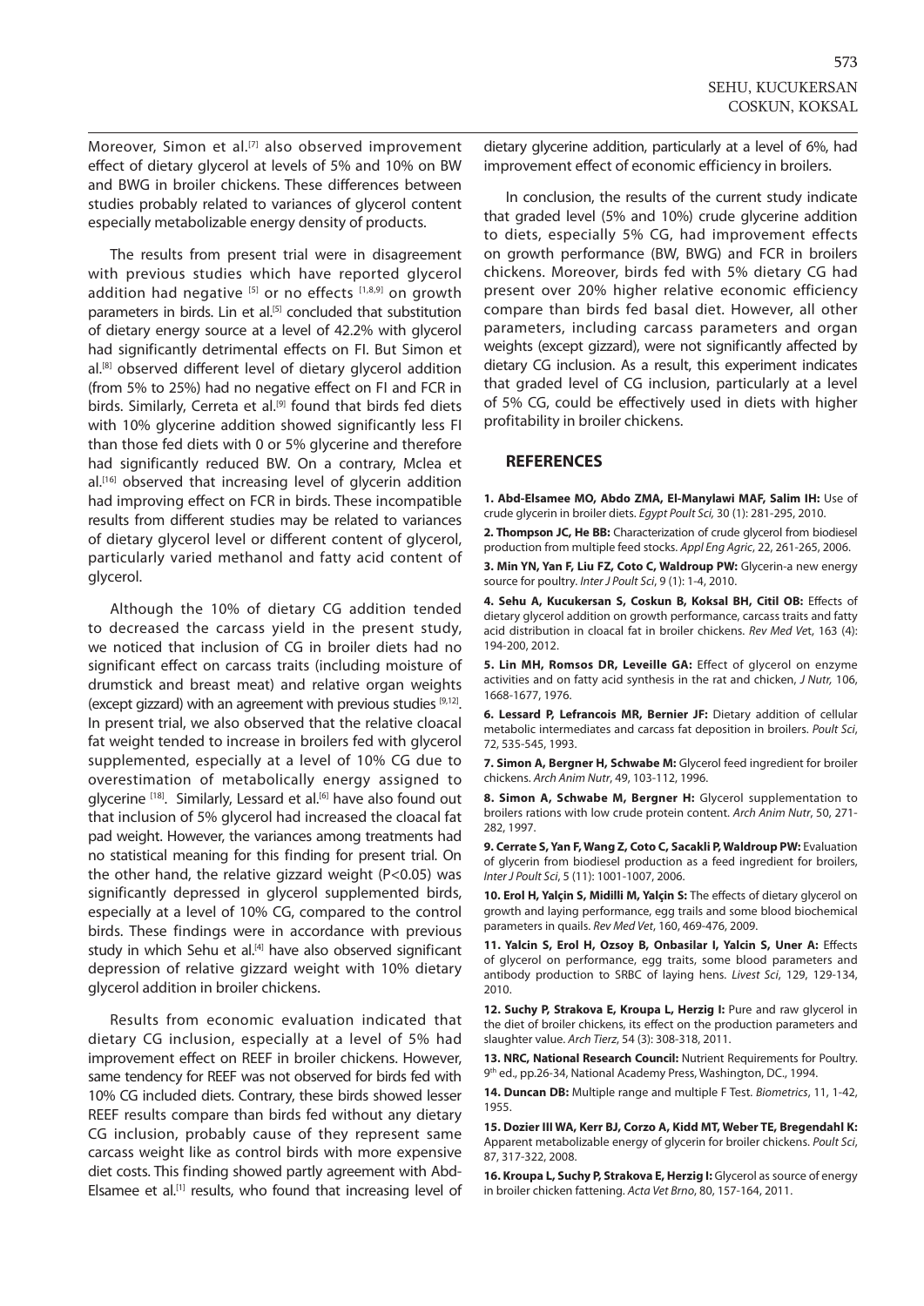Moreover, Simon et al.[7] also observed improvement effect of dietary glycerol at levels of 5% and 10% on BW and BWG in broiler chickens. These differences between studies probably related to variances of glycerol content especially metabolizable energy density of products.

The results from present trial were in disagreement with previous studies which have reported glycerol addition had negative [5] or no effects [1,8,9] on growth parameters in birds. Lin et al.[5] concluded that substitution of dietary energy source at a level of 42.2% with glycerol had significantly detrimental effects on FI. But Simon et al.[8] observed different level of dietary glycerol addition (from 5% to 25%) had no negative effect on FI and FCR in birds. Similarly, Cerreta et al.[9] found that birds fed diets with 10% glycerine addition showed significantly less FI than those fed diets with 0 or 5% glycerine and therefore had significantly reduced BW. On a contrary, Mclea et al.[16] observed that increasing level of glycerin addition had improving effect on FCR in birds. These incompatible results from different studies may be related to variances of dietary glycerol level or different content of glycerol, particularly varied methanol and fatty acid content of glycerol.

Although the 10% of dietary CG addition tended to decreased the carcass yield in the present study, we noticed that inclusion of CG in broiler diets had no significant effect on carcass traits (including moisture of drumstick and breast meat) and relative organ weights (except gizzard) with an agreement with previous studies [9,12]. In present trial, we also observed that the relative cloacal fat weight tended to increase in broilers fed with glycerol supplemented, especially at a level of 10% CG due to overestimation of metabolically energy assigned to glycerine [18]. Similarly, Lessard et al.[6] have also found out that inclusion of 5% glycerol had increased the cloacal fat pad weight. However, the variances among treatments had no statistical meaning for this finding for present trial. On the other hand, the relative gizzard weight ($P<0.05$) was significantly depressed in glycerol supplemented birds, especially at a level of 10% CG, compared to the control birds. These findings were in accordance with previous study in which Sehu et al.[4] have also observed significant depression of relative gizzard weight with 10% dietary glycerol addition in broiler chickens.

Results from economic evaluation indicated that dietary CG inclusion, especially at a level of 5% had improvement effect on REEF in broiler chickens. However, same tendency for REEF was not observed for birds fed with 10% CG included diets. Contrary, these birds showed lesser REEF results compare than birds fed without any dietary CG inclusion, probably cause of they represent same carcass weight like as control birds with more expensive diet costs. This finding showed partly agreement with Abd-Elsamee et al.[1] results, who found that increasing level of dietary glycerine addition, particularly at a level of 6%, had improvement effect of economic efficiency in broilers.

In conclusion, the results of the current study indicate that graded level (5% and 10%) crude glycerine addition to diets, especially 5% CG, had improvement effects on growth performance (BW, BWG) and FCR in broilers chickens. Moreover, birds fed with 5% dietary CG had present over 20% higher relative economic efficiency compare than birds fed basal diet. However, all other parameters, including carcass parameters and organ weights (except gizzard), were not significantly affected by dietary CG inclusion. As a result, this experiment indicates that graded level of CG inclusion, particularly at a level of 5% CG, could be effectively used in diets with higher profitability in broiler chickens.

## REFERENCES

**1. Abd-Elsamee MO, Abdo ZMA, El-Manylawi MAF, Salim IH:** Use of crude glycerin in broiler diets. *Egypt Poult Sci,* 30 (1): 281-295, 2010.

**2. Thompson JC, He BB:** Characterization of crude glycerol from biodiesel production from multiple feed stocks. *Appl Eng Agric*, 22, 261-265, 2006.

**3. Min YN, Yan F, Liu FZ, Coto C, Waldroup PW:** Glycerin-a new energy source for poultry. *Inter J Poult Sci*, 9 (1): 1-4, 2010.

**4. Sehu A, Kucukersan S, Coskun B, Koksal BH, Citil OB:** Effects of dietary glycerol addition on growth performance, carcass traits and fatty acid distribution in cloacal fat in broiler chickens. *Rev Med Ve*t, 163 (4): 194-200, 2012.

**5. Lin MH, Romsos DR, Leveille GA:** Effect of glycerol on enzyme activities and on fatty acid synthesis in the rat and chicken, *J Nutr,* 106, 1668-1677, 1976.

**6. Lessard P, Lefrancois MR, Bernier JF:** Dietary addition of cellular metabolic intermediates and carcass fat deposition in broilers. *Poult Sci*, 72, 535-545, 1993.

**7. Simon A, Bergner H, Schwabe M:** Glycerol feed ingredient for broiler chickens. *Arch Anim Nutr*, 49, 103-112, 1996.

**8. Simon A, Schwabe M, Bergner H:** Glycerol supplementation to broilers rations with low crude protein content. *Arch Anim Nutr*, 50, 271-282, 1997.

**9. Cerrate S, Yan F, Wang Z, Coto C, Sacakli P, Waldroup PW:** Evaluation of glycerin from biodiesel production as a feed ingredient for broilers, *Inter J Poult Sci*, 5 (11): 1001-1007, 2006.

**10. Erol H, Yalçin S, Midilli M, Yalçin S:** The effects of dietary glycerol on growth and laying performance, egg trails and some blood biochemical parameters in quails. *Rev Med Vet*, 160, 469-476, 2009.

**11. Yalcin S, Erol H, Ozsoy B, Onbasilar I, Yalcin S, Uner A:** Effects of glycerol on performance, egg traits, some blood parameters and antibody production to SRBC of laying hens. *Livest Sci*, 129, 129-134, 2010.

**12. Suchy P, Strakova E, Kroupa L, Herzig I:** Pure and raw glycerol in the diet of broiler chickens, its effect on the production parameters and slaughter value. *Arch Tierz,* 54 (3): 308-318, 2011.

**13. NRC, National Research Council:** Nutrient Requirements for Poultry. 9th ed., pp.26-34, National Academy Press, Washington, DC., 1994.

**14. Duncan DB:** Multiple range and multiple F Test. *Biometrics*, 11, 1-42, 1955.

**15. Dozier III WA, Kerr BJ, Corzo A, Kidd MT, Weber TE, Bregendahl K:** Apparent metabolizable energy of glycerin for broiler chickens. *Poult Sci*, 87, 317-322, 2008.

**16. Kroupa L, Suchy P, Strakova E, Herzig I:** Glycerol as source of energy in broiler chicken fattening. *Acta Vet Brno*, 80, 157-164, 2011.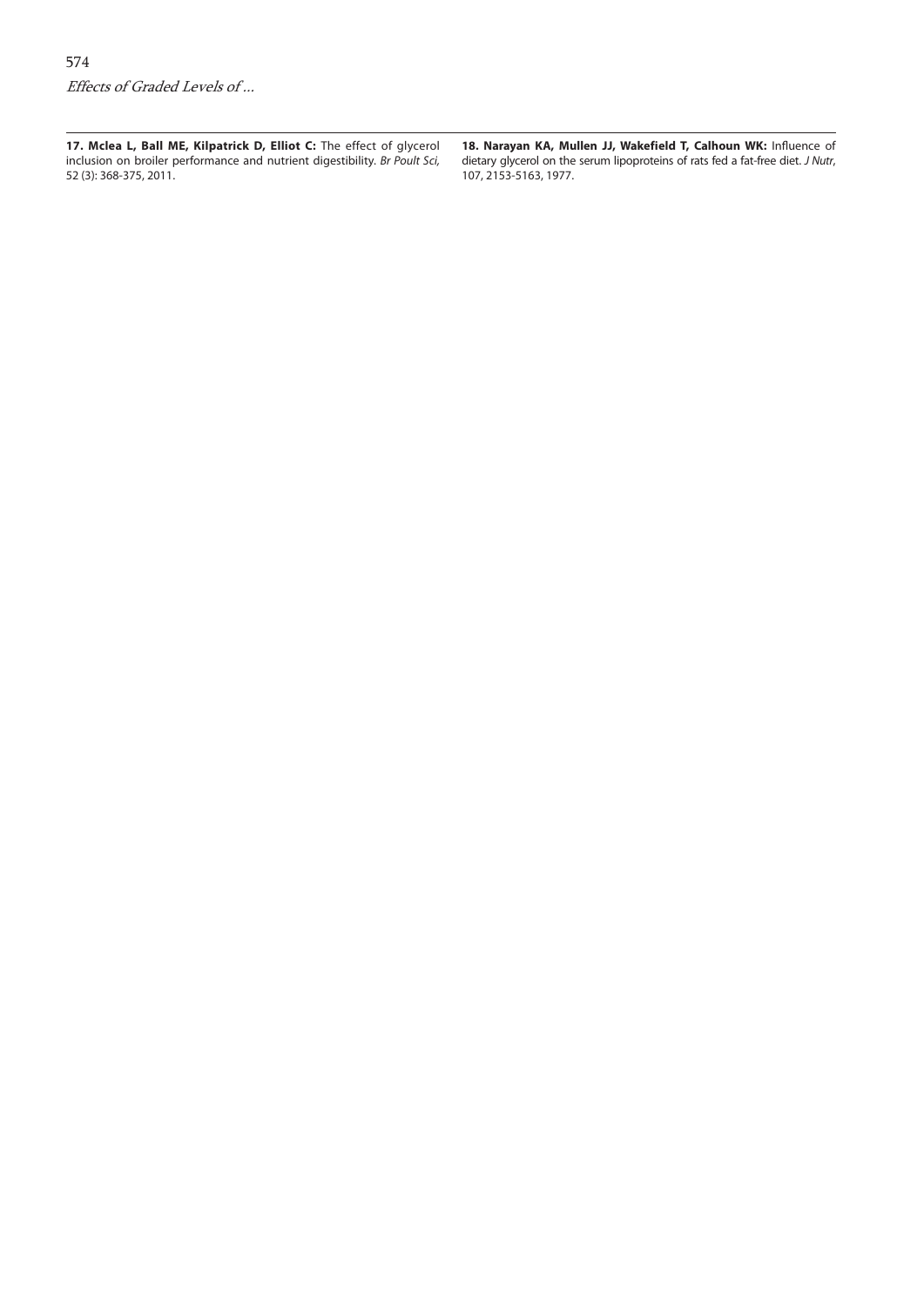**17. Mclea L, Ball ME, Kilpatrick D, Elliot C:** The effect of glycerol inclusion on broiler performance and nutrient digestibility. *Br Poult Sci*, 52 (3): 368-375, 2011.

**18. Narayan KA, Mullen JJ, Wakefield T, Calhoun WK:** Influence of dietary glycerol on the serum lipoproteins of rats fed a fat-free diet. *J Nutr*, 107, 2153-5163, 1977.